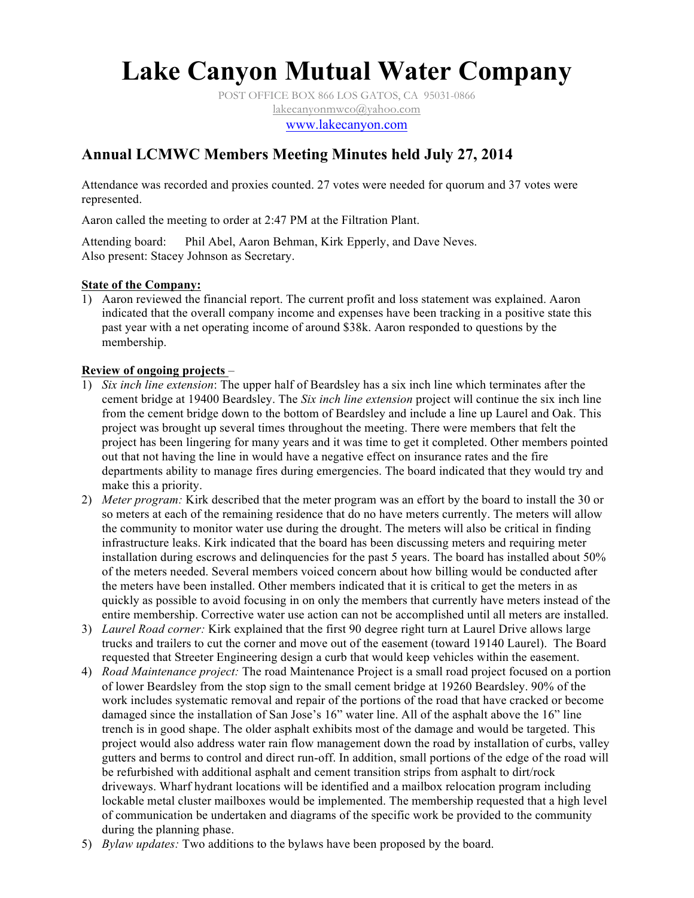# Lake Canyon Mutual Water Company

POST OFFICE BOX 866 LOS GATOS, CA 95031-0866
lakecanyonmwco@yahoo.com
www.lakecanyon.com

## Annual LCMWC Members Meeting Minutes held July 27, 2014

Attendance was recorded and proxies counted. 27 votes were needed for quorum and 37 votes were represented.

Aaron called the meeting to order at 2:47 PM at the Filtration Plant.

Attending board: Phil Abel, Aaron Behman, Kirk Epperly, and Dave Neves.
Also present: Stacey Johnson as Secretary.

**State of the Company:**

1) Aaron reviewed the financial report. The current profit and loss statement was explained. Aaron indicated that the overall company income and expenses have been tracking in a positive state this past year with a net operating income of around $38k. Aaron responded to questions by the membership.

**Review of ongoing projects** –

1) *Six inch line extension*: The upper half of Beardsley has a six inch line which terminates after the cement bridge at 19400 Beardsley. The *Six inch line extension* project will continue the six inch line from the cement bridge down to the bottom of Beardsley and include a line up Laurel and Oak. This project was brought up several times throughout the meeting. There were members that felt the project has been lingering for many years and it was time to get it completed. Other members pointed out that not having the line in would have a negative effect on insurance rates and the fire departments ability to manage fires during emergencies. The board indicated that they would try and make this a priority.
2) *Meter program:* Kirk described that the meter program was an effort by the board to install the 30 or so meters at each of the remaining residence that do no have meters currently. The meters will allow the community to monitor water use during the drought. The meters will also be critical in finding infrastructure leaks. Kirk indicated that the board has been discussing meters and requiring meter installation during escrows and delinquencies for the past 5 years. The board has installed about 50% of the meters needed. Several members voiced concern about how billing would be conducted after the meters have been installed. Other members indicated that it is critical to get the meters in as quickly as possible to avoid focusing in on only the members that currently have meters instead of the entire membership. Corrective water use action can not be accomplished until all meters are installed.
3) *Laurel Road corner:* Kirk explained that the first 90 degree right turn at Laurel Drive allows large trucks and trailers to cut the corner and move out of the easement (toward 19140 Laurel). The Board requested that Streeter Engineering design a curb that would keep vehicles within the easement.
4) *Road Maintenance project:* The road Maintenance Project is a small road project focused on a portion of lower Beardsley from the stop sign to the small cement bridge at 19260 Beardsley. 90% of the work includes systematic removal and repair of the portions of the road that have cracked or become damaged since the installation of San Jose's 16" water line. All of the asphalt above the 16" line trench is in good shape. The older asphalt exhibits most of the damage and would be targeted. This project would also address water rain flow management down the road by installation of curbs, valley gutters and berms to control and direct run-off. In addition, small portions of the edge of the road will be refurbished with additional asphalt and cement transition strips from asphalt to dirt/rock driveways. Wharf hydrant locations will be identified and a mailbox relocation program including lockable metal cluster mailboxes would be implemented. The membership requested that a high level of communication be undertaken and diagrams of the specific work be provided to the community during the planning phase.
5) *Bylaw updates:* Two additions to the bylaws have been proposed by the board.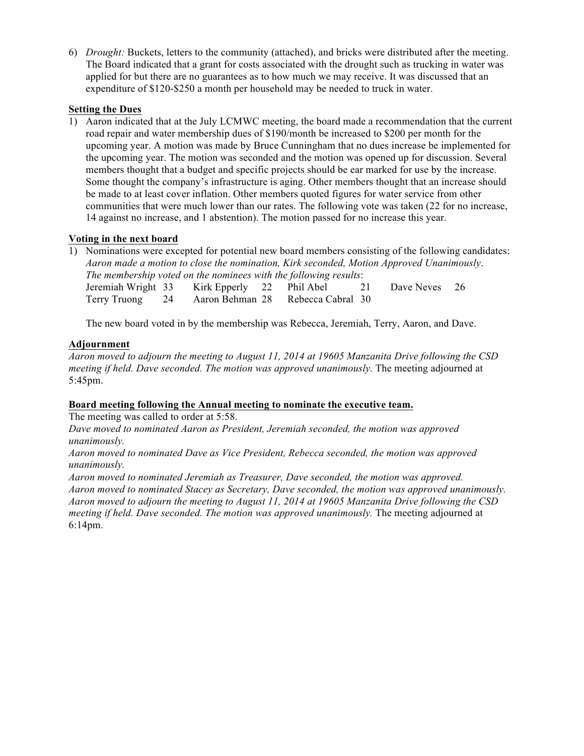6) *Drought:* Buckets, letters to the community (attached), and bricks were distributed after the meeting. The Board indicated that a grant for costs associated with the drought such as trucking in water was applied for but there are no guarantees as to how much we may receive. It was discussed that an expenditure of $120-$250 a month per household may be needed to truck in water.

**Setting the Dues**

1) Aaron indicated that at the July LCMWC meeting, the board made a recommendation that the current road repair and water membership dues of $190/month be increased to $200 per month for the upcoming year. A motion was made by Bruce Cunningham that no dues increase be implemented for the upcoming year. The motion was seconded and the motion was opened up for discussion. Several members thought that a budget and specific projects should be ear marked for use by the increase. Some thought the company's infrastructure is aging. Other members thought that an increase should be made to at least cover inflation. Other members quoted figures for water service from other communities that were much lower than our rates. The following vote was taken (22 for no increase, 14 against no increase, and 1 abstention). The motion passed for no increase this year.

**Voting in the next board**

1) Nominations were excepted for potential new board members consisting of the following candidates: *Aaron made a motion to close the nomination, Kirk seconded, Motion Approved Unanimously*. *The membership voted on the nominees with the following results*:

| | | | | | | | |
|---|---|---|---|---|---|---|---|
| Jeremiah Wright | 33 | Kirk Epperly | 22 | Phil Abel | 21 | Dave Neves | 26 |
| Terry Truong | 24 | Aaron Behman | 28 | Rebecca Cabral | 30 | | |

The new board voted in by the membership was Rebecca, Jeremiah, Terry, Aaron, and Dave.

**Adjournment**

*Aaron moved to adjourn the meeting to August 11, 2014 at 19605 Manzanita Drive following the CSD meeting if held. Dave seconded. The motion was approved unanimously.* The meeting adjourned at 5:45pm.

**Board meeting following the Annual meeting to nominate the executive team.**

The meeting was called to order at 5:58.

*Dave moved to nominated Aaron as President, Jeremiah seconded, the motion was approved unanimously.*

*Aaron moved to nominated Dave as Vice President, Rebecca seconded, the motion was approved unanimously.*

*Aaron moved to nominated Jeremiah as Treasurer, Dave seconded, the motion was approved.*

*Aaron moved to nominated Stacey as Secretary, Dave seconded, the motion was approved unanimously.*

*Aaron moved to adjourn the meeting to August 11, 2014 at 19605 Manzanita Drive following the CSD meeting if held. Dave seconded. The motion was approved unanimously.* The meeting adjourned at 6:14pm.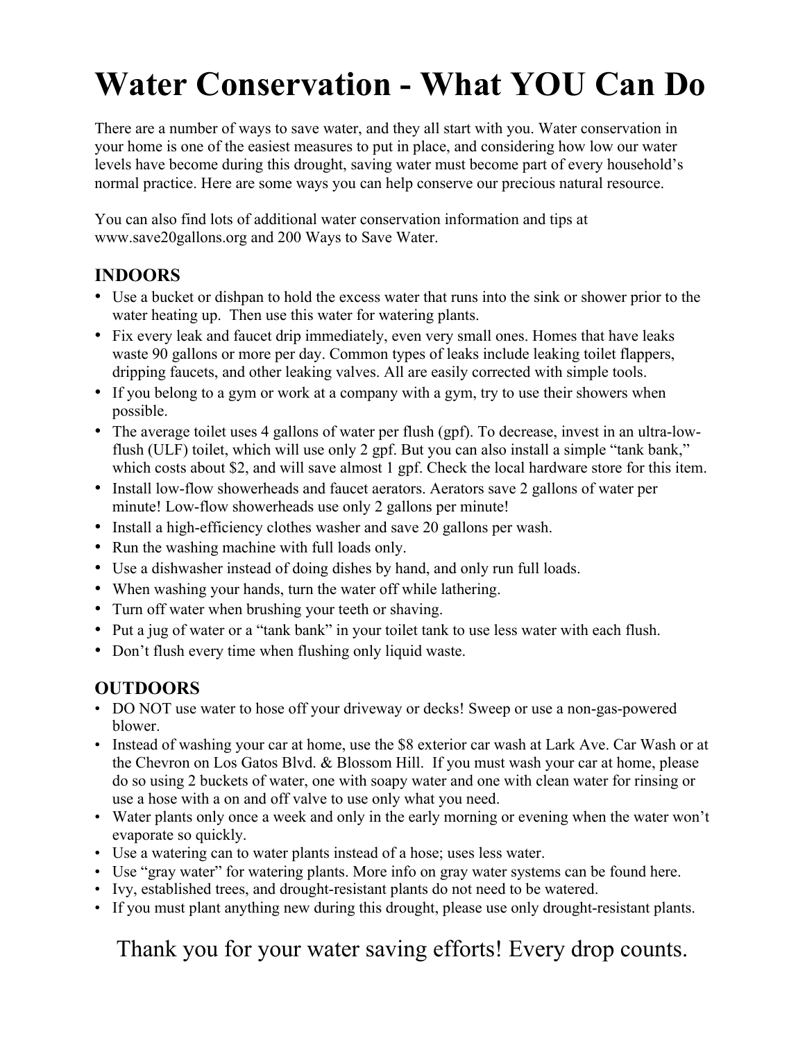# Water Conservation - What YOU Can Do

There are a number of ways to save water, and they all start with you. Water conservation in your home is one of the easiest measures to put in place, and considering how low our water levels have become during this drought, saving water must become part of every household's normal practice. Here are some ways you can help conserve our precious natural resource.

You can also find lots of additional water conservation information and tips at www.save20gallons.org and 200 Ways to Save Water.

## INDOORS

- Use a bucket or dishpan to hold the excess water that runs into the sink or shower prior to the water heating up. Then use this water for watering plants.
- Fix every leak and faucet drip immediately, even very small ones. Homes that have leaks waste 90 gallons or more per day. Common types of leaks include leaking toilet flappers, dripping faucets, and other leaking valves. All are easily corrected with simple tools.
- If you belong to a gym or work at a company with a gym, try to use their showers when possible.
- The average toilet uses 4 gallons of water per flush (gpf). To decrease, invest in an ultra-low-flush (ULF) toilet, which will use only 2 gpf. But you can also install a simple "tank bank," which costs about $2, and will save almost 1 gpf. Check the local hardware store for this item.
- Install low-flow showerheads and faucet aerators. Aerators save 2 gallons of water per minute! Low-flow showerheads use only 2 gallons per minute!
- Install a high-efficiency clothes washer and save 20 gallons per wash.
- Run the washing machine with full loads only.
- Use a dishwasher instead of doing dishes by hand, and only run full loads.
- When washing your hands, turn the water off while lathering.
- Turn off water when brushing your teeth or shaving.
- Put a jug of water or a "tank bank" in your toilet tank to use less water with each flush.
- Don't flush every time when flushing only liquid waste.

## OUTDOORS

- DO NOT use water to hose off your driveway or decks! Sweep or use a non-gas-powered blower.
- Instead of washing your car at home, use the $8 exterior car wash at Lark Ave. Car Wash or at the Chevron on Los Gatos Blvd. & Blossom Hill. If you must wash your car at home, please do so using 2 buckets of water, one with soapy water and one with clean water for rinsing or use a hose with a on and off valve to use only what you need.
- Water plants only once a week and only in the early morning or evening when the water won't evaporate so quickly.
- Use a watering can to water plants instead of a hose; uses less water.
- Use "gray water" for watering plants. More info on gray water systems can be found here.
- Ivy, established trees, and drought-resistant plants do not need to be watered.
- If you must plant anything new during this drought, please use only drought-resistant plants.

Thank you for your water saving efforts! Every drop counts.